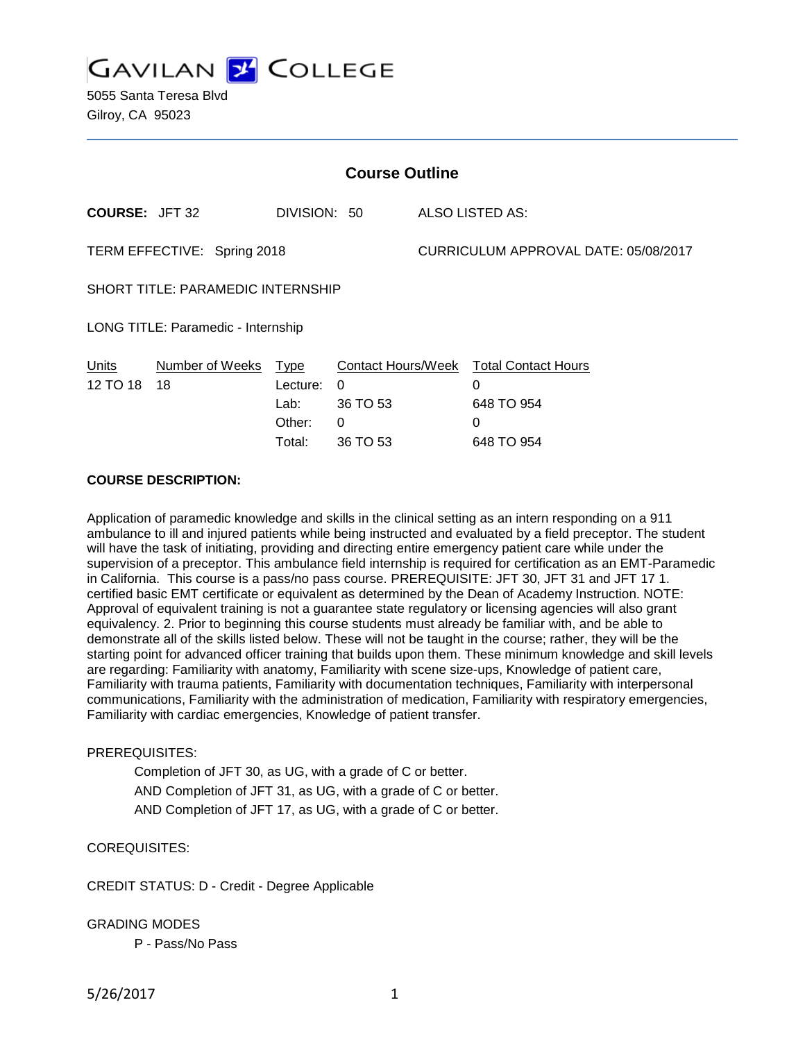# GAVILAN COLLEGE

5055 Santa Teresa Blvd
Gilroy, CA 95023

## Course Outline

**COURSE:** JFT 32 DIVISION: 50 ALSO LISTED AS:

TERM EFFECTIVE: Spring 2018 CURRICULUM APPROVAL DATE: 05/08/2017

SHORT TITLE: PARAMEDIC INTERNSHIP

LONG TITLE: Paramedic - Internship

| Units | Number of Weeks | Type | Contact Hours/Week | Total Contact Hours |
|---|---|---|---|---|
| 12 TO 18 | 18 | Lecture: | 0 | 0 |
| | | Lab: | 36 TO 53 | 648 TO 954 |
| | | Other: | 0 | 0 |
| | | Total: | 36 TO 53 | 648 TO 954 |

**COURSE DESCRIPTION:**

Application of paramedic knowledge and skills in the clinical setting as an intern responding on a 911 ambulance to ill and injured patients while being instructed and evaluated by a field preceptor. The student will have the task of initiating, providing and directing entire emergency patient care while under the supervision of a preceptor. This ambulance field internship is required for certification as an EMT-Paramedic in California. This course is a pass/no pass course. PREREQUISITE: JFT 30, JFT 31 and JFT 17 1. certified basic EMT certificate or equivalent as determined by the Dean of Academy Instruction. NOTE: Approval of equivalent training is not a guarantee state regulatory or licensing agencies will also grant equivalency. 2. Prior to beginning this course students must already be familiar with, and be able to demonstrate all of the skills listed below. These will not be taught in the course; rather, they will be the starting point for advanced officer training that builds upon them. These minimum knowledge and skill levels are regarding: Familiarity with anatomy, Familiarity with scene size-ups, Knowledge of patient care, Familiarity with trauma patients, Familiarity with documentation techniques, Familiarity with interpersonal communications, Familiarity with the administration of medication, Familiarity with respiratory emergencies, Familiarity with cardiac emergencies, Knowledge of patient transfer.

PREREQUISITES:

Completion of JFT 30, as UG, with a grade of C or better.
AND Completion of JFT 31, as UG, with a grade of C or better.
AND Completion of JFT 17, as UG, with a grade of C or better.

COREQUISITES:

CREDIT STATUS: D - Credit - Degree Applicable

GRADING MODES

P - Pass/No Pass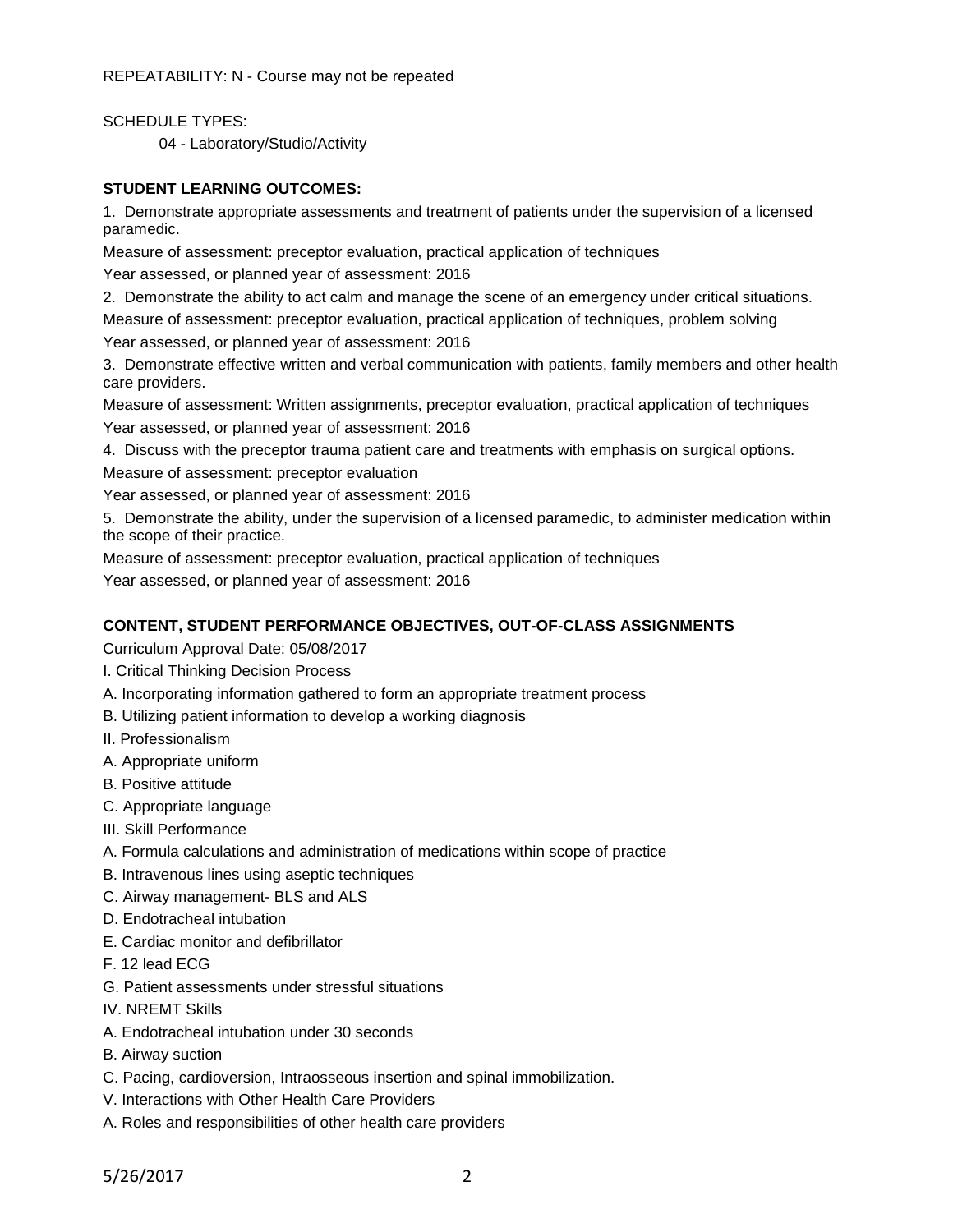REPEATABILITY: N - Course may not be repeated

SCHEDULE TYPES:

04 - Laboratory/Studio/Activity

**STUDENT LEARNING OUTCOMES:**

1. Demonstrate appropriate assessments and treatment of patients under the supervision of a licensed paramedic.

Measure of assessment: preceptor evaluation, practical application of techniques

Year assessed, or planned year of assessment: 2016

2. Demonstrate the ability to act calm and manage the scene of an emergency under critical situations.

Measure of assessment: preceptor evaluation, practical application of techniques, problem solving

Year assessed, or planned year of assessment: 2016

3. Demonstrate effective written and verbal communication with patients, family members and other health care providers.

Measure of assessment: Written assignments, preceptor evaluation, practical application of techniques

Year assessed, or planned year of assessment: 2016

4. Discuss with the preceptor trauma patient care and treatments with emphasis on surgical options.

Measure of assessment: preceptor evaluation

Year assessed, or planned year of assessment: 2016

5. Demonstrate the ability, under the supervision of a licensed paramedic, to administer medication within the scope of their practice.

Measure of assessment: preceptor evaluation, practical application of techniques

Year assessed, or planned year of assessment: 2016

**CONTENT, STUDENT PERFORMANCE OBJECTIVES, OUT-OF-CLASS ASSIGNMENTS**

Curriculum Approval Date: 05/08/2017

I. Critical Thinking Decision Process

A. Incorporating information gathered to form an appropriate treatment process

B. Utilizing patient information to develop a working diagnosis

II. Professionalism

A. Appropriate uniform

B. Positive attitude

C. Appropriate language

III. Skill Performance

A. Formula calculations and administration of medications within scope of practice

B. Intravenous lines using aseptic techniques

C. Airway management- BLS and ALS

D. Endotracheal intubation

E. Cardiac monitor and defibrillator

F. 12 lead ECG

G. Patient assessments under stressful situations

IV. NREMT Skills

A. Endotracheal intubation under 30 seconds

B. Airway suction

C. Pacing, cardioversion, Intraosseous insertion and spinal immobilization.

V. Interactions with Other Health Care Providers

A. Roles and responsibilities of other health care providers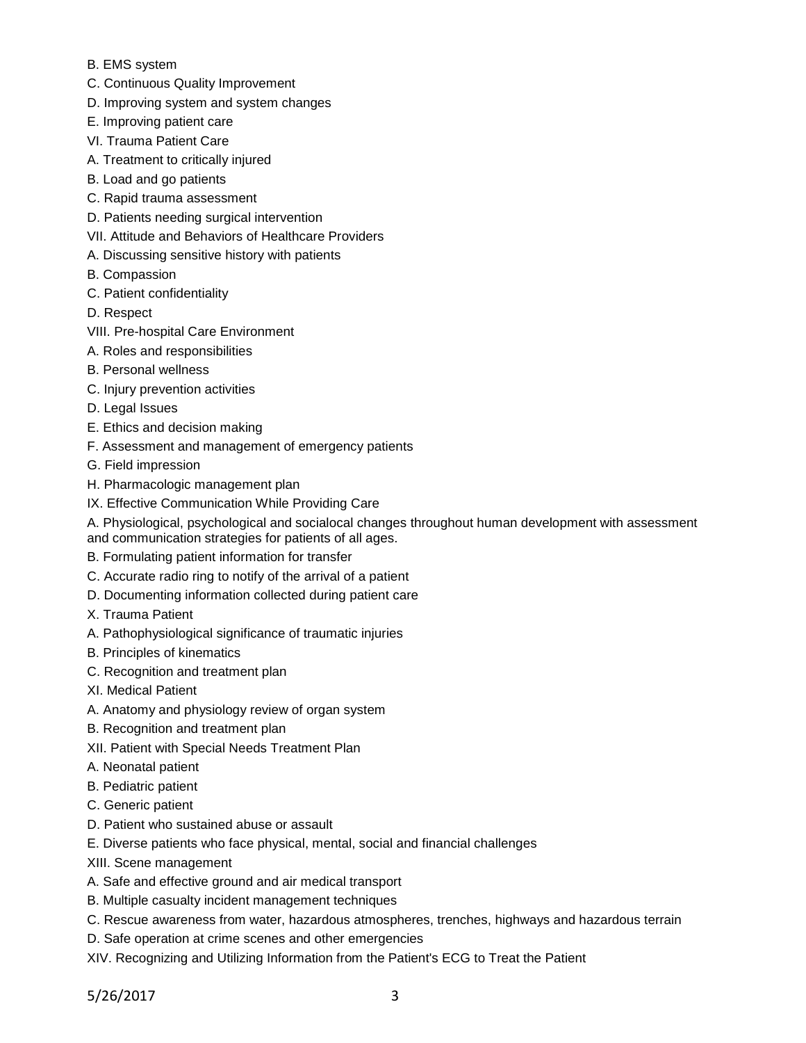B. EMS system

C. Continuous Quality Improvement

D. Improving system and system changes

E. Improving patient care

VI. Trauma Patient Care

A. Treatment to critically injured

B. Load and go patients

C. Rapid trauma assessment

D. Patients needing surgical intervention

VII. Attitude and Behaviors of Healthcare Providers

A. Discussing sensitive history with patients

B. Compassion

C. Patient confidentiality

D. Respect

VIII. Pre-hospital Care Environment

A. Roles and responsibilities

B. Personal wellness

C. Injury prevention activities

D. Legal Issues

E. Ethics and decision making

F. Assessment and management of emergency patients

G. Field impression

H. Pharmacologic management plan

IX. Effective Communication While Providing Care

A. Physiological, psychological and socialocal changes throughout human development with assessment and communication strategies for patients of all ages.

B. Formulating patient information for transfer

C. Accurate radio ring to notify of the arrival of a patient

D. Documenting information collected during patient care

X. Trauma Patient

A. Pathophysiological significance of traumatic injuries

B. Principles of kinematics

C. Recognition and treatment plan

XI. Medical Patient

A. Anatomy and physiology review of organ system

B. Recognition and treatment plan

XII. Patient with Special Needs Treatment Plan

A. Neonatal patient

B. Pediatric patient

C. Generic patient

D. Patient who sustained abuse or assault

E. Diverse patients who face physical, mental, social and financial challenges

XIII. Scene management

A. Safe and effective ground and air medical transport

B. Multiple casualty incident management techniques

C. Rescue awareness from water, hazardous atmospheres, trenches, highways and hazardous terrain

D. Safe operation at crime scenes and other emergencies

XIV. Recognizing and Utilizing Information from the Patient's ECG to Treat the Patient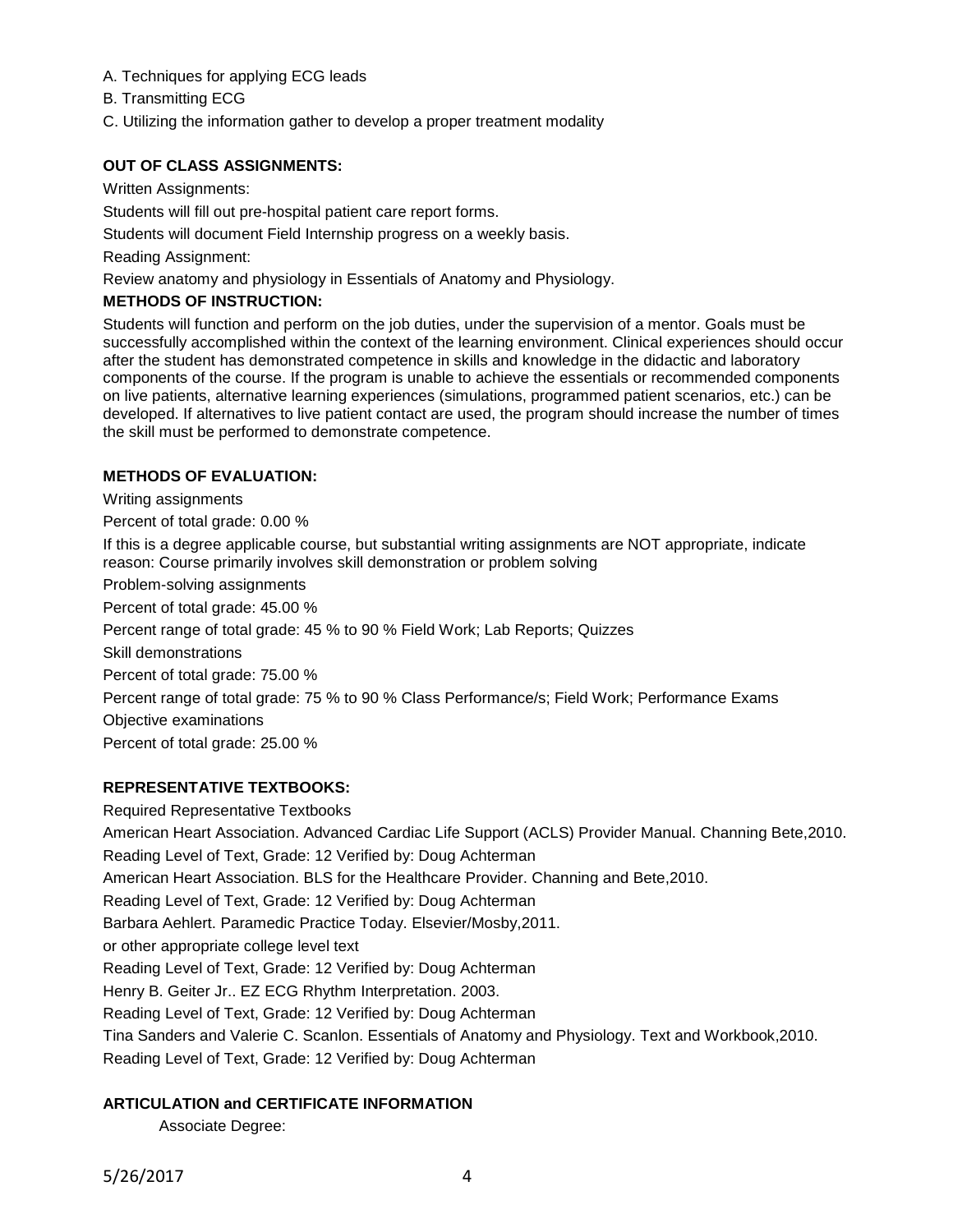A. Techniques for applying ECG leads

B. Transmitting ECG

C. Utilizing the information gather to develop a proper treatment modality

**OUT OF CLASS ASSIGNMENTS:**

Written Assignments:

Students will fill out pre-hospital patient care report forms.

Students will document Field Internship progress on a weekly basis.

Reading Assignment:

Review anatomy and physiology in Essentials of Anatomy and Physiology.

**METHODS OF INSTRUCTION:**

Students will function and perform on the job duties, under the supervision of a mentor. Goals must be successfully accomplished within the context of the learning environment. Clinical experiences should occur after the student has demonstrated competence in skills and knowledge in the didactic and laboratory components of the course. If the program is unable to achieve the essentials or recommended components on live patients, alternative learning experiences (simulations, programmed patient scenarios, etc.) can be developed. If alternatives to live patient contact are used, the program should increase the number of times the skill must be performed to demonstrate competence.

**METHODS OF EVALUATION:**

Writing assignments

Percent of total grade: 0.00 %

If this is a degree applicable course, but substantial writing assignments are NOT appropriate, indicate reason: Course primarily involves skill demonstration or problem solving

Problem-solving assignments

Percent of total grade: 45.00 %

Percent range of total grade: 45 % to 90 % Field Work; Lab Reports; Quizzes

Skill demonstrations

Percent of total grade: 75.00 %

Percent range of total grade: 75 % to 90 % Class Performance/s; Field Work; Performance Exams

Objective examinations

Percent of total grade: 25.00 %

**REPRESENTATIVE TEXTBOOKS:**

Required Representative Textbooks

American Heart Association. Advanced Cardiac Life Support (ACLS) Provider Manual. Channing Bete,2010.

Reading Level of Text, Grade: 12 Verified by: Doug Achterman

American Heart Association. BLS for the Healthcare Provider. Channing and Bete,2010.

Reading Level of Text, Grade: 12 Verified by: Doug Achterman

Barbara Aehlert. Paramedic Practice Today. Elsevier/Mosby,2011.

or other appropriate college level text

Reading Level of Text, Grade: 12 Verified by: Doug Achterman

Henry B. Geiter Jr.. EZ ECG Rhythm Interpretation. 2003.

Reading Level of Text, Grade: 12 Verified by: Doug Achterman

Tina Sanders and Valerie C. Scanlon. Essentials of Anatomy and Physiology. Text and Workbook,2010.

Reading Level of Text, Grade: 12 Verified by: Doug Achterman

**ARTICULATION and CERTIFICATE INFORMATION**

Associate Degree: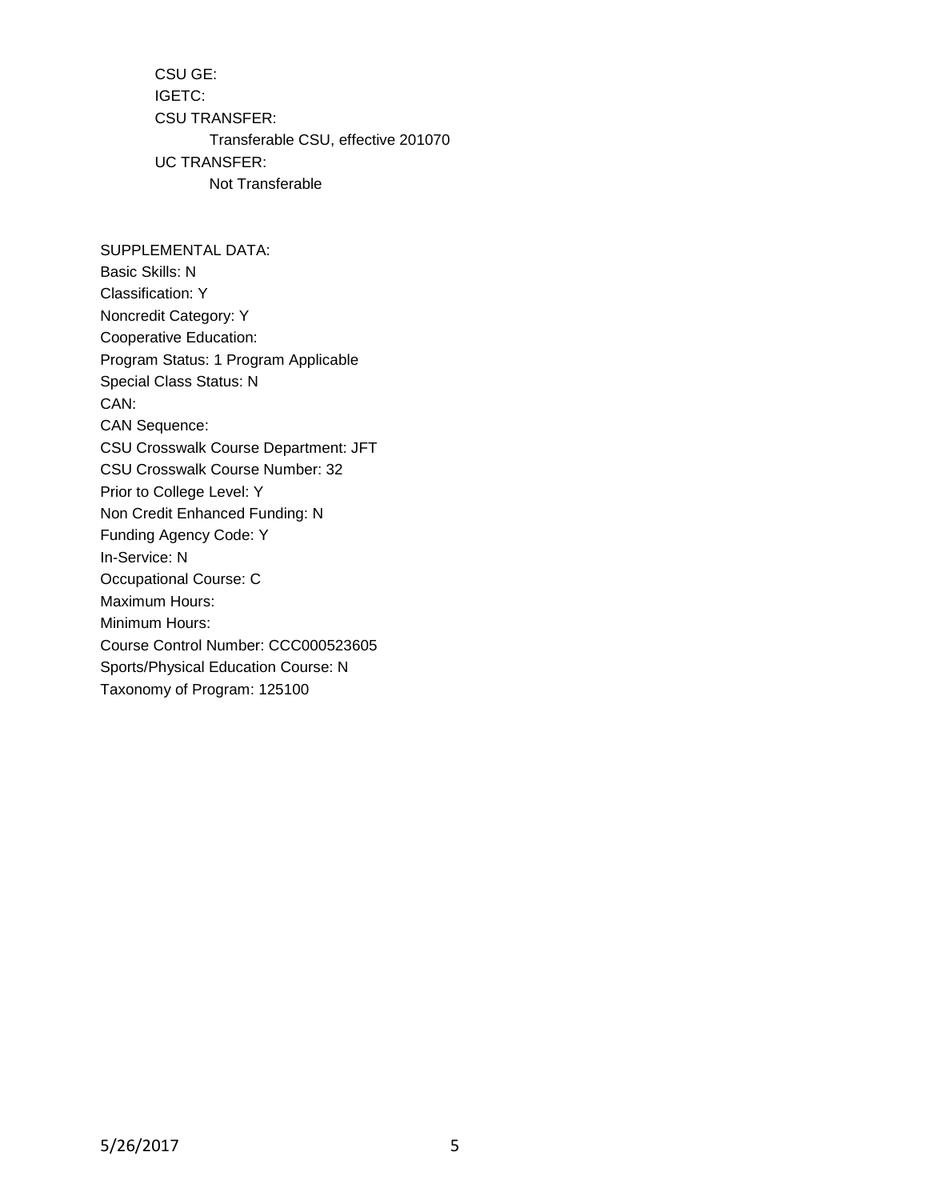CSU GE:

IGETC:

CSU TRANSFER:

Transferable CSU, effective 201070

UC TRANSFER:

Not Transferable

SUPPLEMENTAL DATA:

Basic Skills: N

Classification: Y

Noncredit Category: Y

Cooperative Education:

Program Status: 1 Program Applicable

Special Class Status: N

CAN:

CAN Sequence:

CSU Crosswalk Course Department: JFT

CSU Crosswalk Course Number: 32

Prior to College Level: Y

Non Credit Enhanced Funding: N

Funding Agency Code: Y

In-Service: N

Occupational Course: C

Maximum Hours:

Minimum Hours:

Course Control Number: CCC000523605

Sports/Physical Education Course: N

Taxonomy of Program: 125100